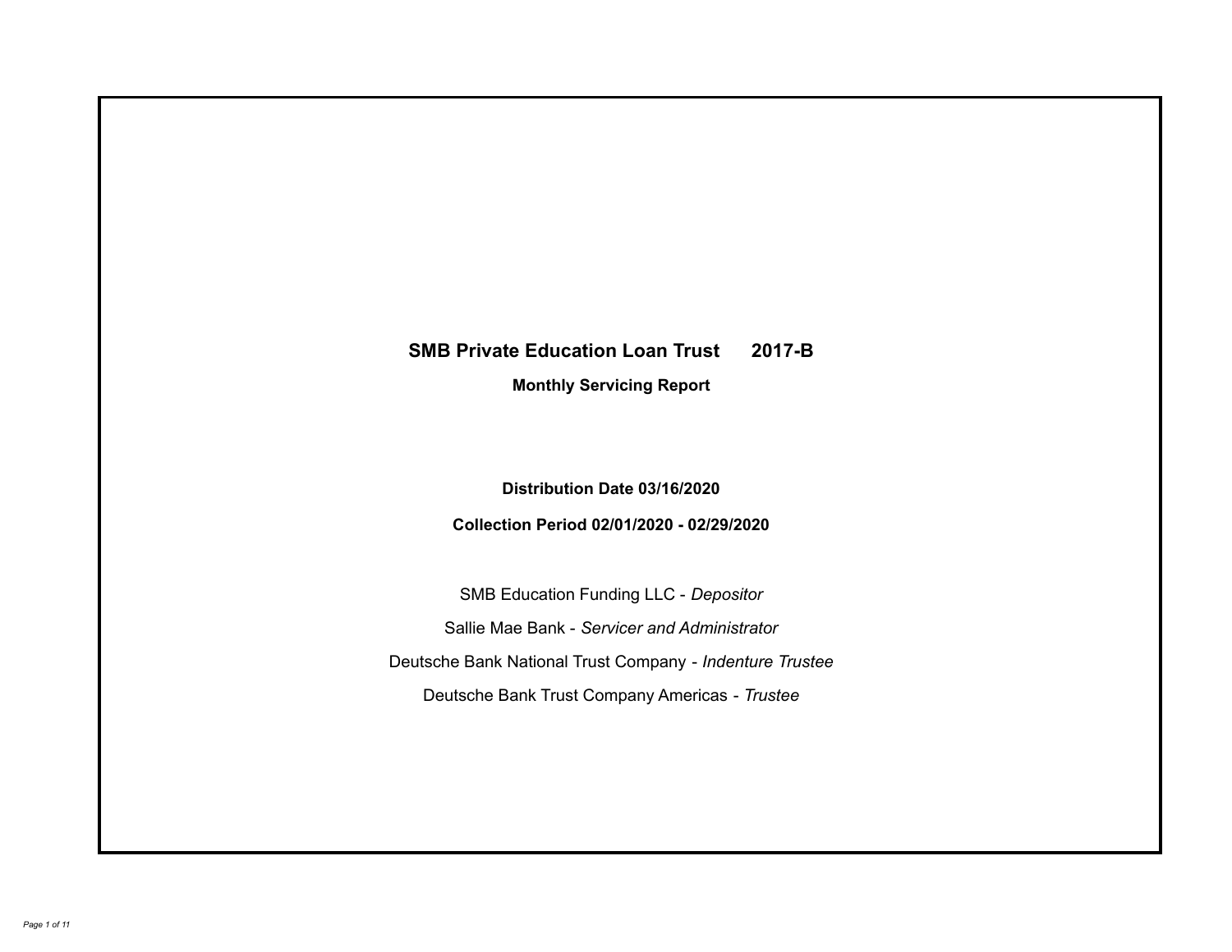# SMB Private Education Loan Trust 2017-B

## Monthly Servicing Report

**Distribution Date 03/16/2020**

**Collection Period 02/01/2020 - 02/29/2020**

SMB Education Funding LLC - *Depositor*

Sallie Mae Bank - *Servicer and Administrator*

Deutsche Bank National Trust Company - *Indenture Trustee*

Deutsche Bank Trust Company Americas - *Trustee*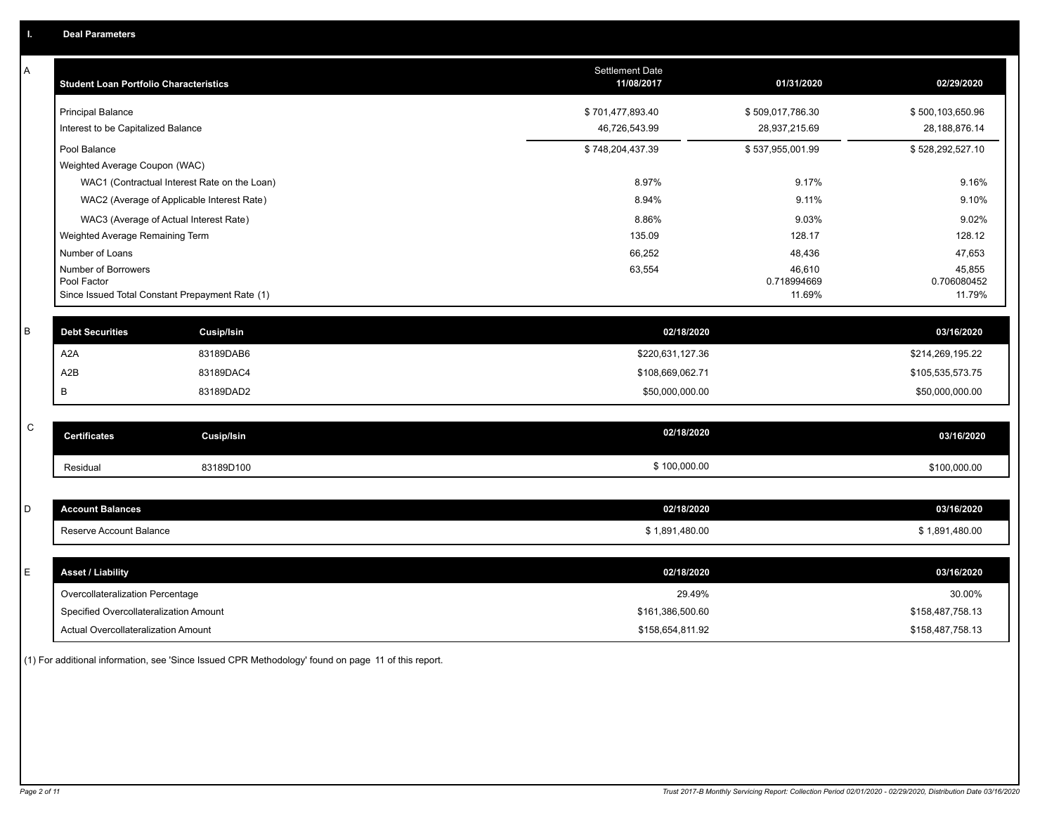## I. Deal Parameters

### A

| Student Loan Portfolio Characteristics | Settlement Date 11/08/2017 | 01/31/2020 | 02/29/2020 |
|---|---|---|---|
| Principal Balance | $ 701,477,893.40 | $ 509,017,786.30 | $ 500,103,650.96 |
| Interest to be Capitalized Balance | 46,726,543.99 | 28,937,215.69 | 28,188,876.14 |
| Pool Balance | $ 748,204,437.39 | $ 537,955,001.99 | $ 528,292,527.10 |
| Weighted Average Coupon (WAC) | | | |
| WAC1 (Contractual Interest Rate on the Loan) | 8.97% | 9.17% | 9.16% |
| WAC2 (Average of Applicable Interest Rate) | 8.94% | 9.11% | 9.10% |
| WAC3 (Average of Actual Interest Rate) | 8.86% | 9.03% | 9.02% |
| Weighted Average Remaining Term | 135.09 | 128.17 | 128.12 |
| Number of Loans | 66,252 | 48,436 | 47,653 |
| Number of Borrowers | 63,554 | 46,610 | 45,855 |
| Pool Factor | | 0.718994669 | 0.706080452 |
| Since Issued Total Constant Prepayment Rate (1) | | 11.69% | 11.79% |

### B

| Debt Securities | Cusip/Isin | 02/18/2020 | 03/16/2020 |
|---|---|---|---|
| A2A | 83189DAB6 | $220,631,127.36 | $214,269,195.22 |
| A2B | 83189DAC4 | $108,669,062.71 | $105,535,573.75 |
| B | 83189DAD2 | $50,000,000.00 | $50,000,000.00 |

### C

| Certificates | Cusip/Isin | 02/18/2020 | 03/16/2020 |
|---|---|---|---|
| Residual | 83189D100 | $ 100,000.00 | $100,000.00 |

### D

| Account Balances | 02/18/2020 | 03/16/2020 |
|---|---|---|
| Reserve Account Balance | $ 1,891,480.00 | $ 1,891,480.00 |

### E

| Asset / Liability | 02/18/2020 | 03/16/2020 |
|---|---|---|
| Overcollateralization Percentage | 29.49% | 30.00% |
| Specified Overcollateralization Amount | $161,386,500.60 | $158,487,758.13 |
| Actual Overcollateralization Amount | $158,654,811.92 | $158,487,758.13 |

(1) For additional information, see 'Since Issued CPR Methodology' found on page 11 of this report.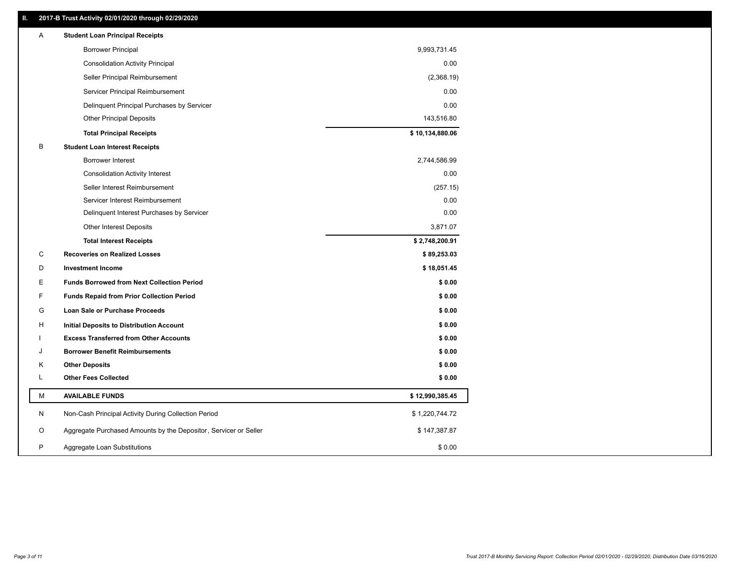## II. 2017-B Trust Activity 02/01/2020 through 02/29/2020

| | | |
|---|---|---|
| A | **Student Loan Principal Receipts** | |
| | Borrower Principal | 9,993,731.45 |
| | Consolidation Activity Principal | 0.00 |
| | Seller Principal Reimbursement | (2,368.19) |
| | Servicer Principal Reimbursement | 0.00 |
| | Delinquent Principal Purchases by Servicer | 0.00 |
| | Other Principal Deposits | 143,516.80 |
| | **Total Principal Receipts** | **$ 10,134,880.06** |
| B | **Student Loan Interest Receipts** | |
| | Borrower Interest | 2,744,586.99 |
| | Consolidation Activity Interest | 0.00 |
| | Seller Interest Reimbursement | (257.15) |
| | Servicer Interest Reimbursement | 0.00 |
| | Delinquent Interest Purchases by Servicer | 0.00 |
| | Other Interest Deposits | 3,871.07 |
| | **Total Interest Receipts** | **$ 2,748,200.91** |
| C | **Recoveries on Realized Losses** | **$ 89,253.03** |
| D | **Investment Income** | **$ 18,051.45** |
| E | **Funds Borrowed from Next Collection Period** | **$ 0.00** |
| F | **Funds Repaid from Prior Collection Period** | **$ 0.00** |
| G | **Loan Sale or Purchase Proceeds** | **$ 0.00** |
| H | **Initial Deposits to Distribution Account** | **$ 0.00** |
| I | **Excess Transferred from Other Accounts** | **$ 0.00** |
| J | **Borrower Benefit Reimbursements** | **$ 0.00** |
| K | **Other Deposits** | **$ 0.00** |
| L | **Other Fees Collected** | **$ 0.00** |
| M | **AVAILABLE FUNDS** | **$ 12,990,385.45** |
| N | Non-Cash Principal Activity During Collection Period | $ 1,220,744.72 |
| O | Aggregate Purchased Amounts by the Depositor, Servicer or Seller | $ 147,387.87 |
| P | Aggregate Loan Substitutions | $ 0.00 |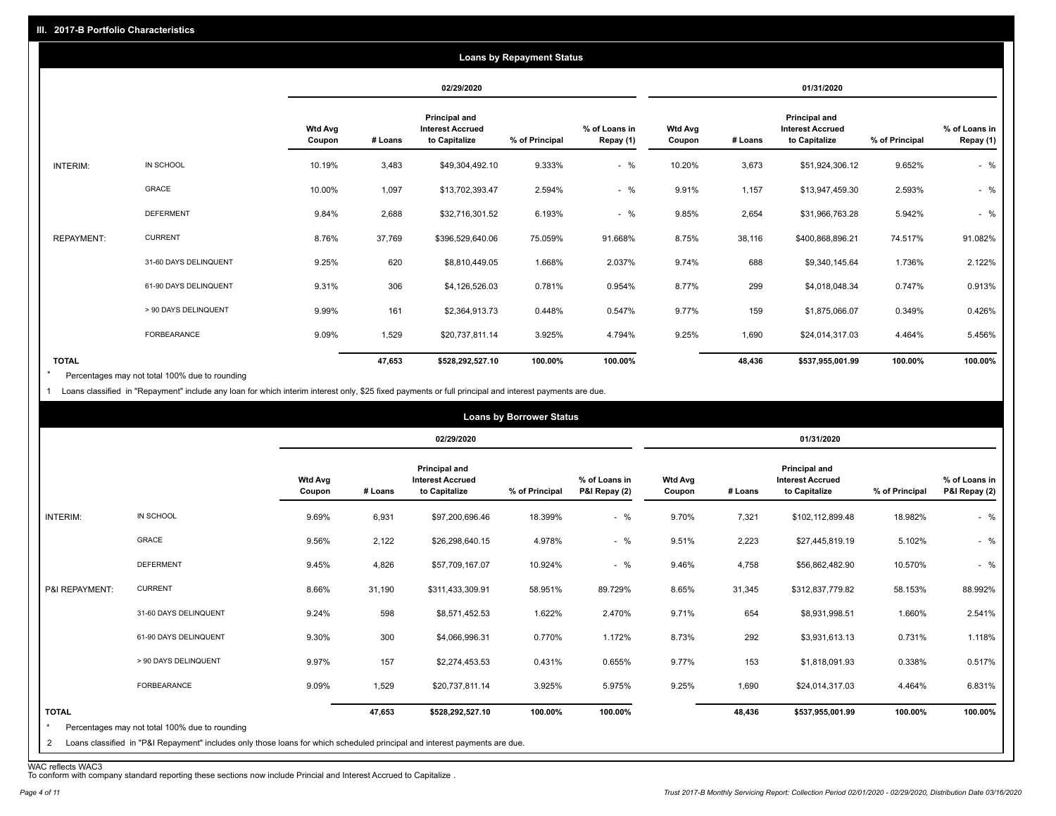## III. 2017-B Portfolio Characteristics

### Loans by Repayment Status

| | | 02/29/2020 | | | | | 01/31/2020 | | | | |
|---|---|---|---|---|---|---|---|---|---|---|---|
| | | Wtd Avg Coupon | # Loans | Principal and Interest Accrued to Capitalize | % of Principal | % of Loans in Repay (1) | Wtd Avg Coupon | # Loans | Principal and Interest Accrued to Capitalize | % of Principal | % of Loans in Repay (1) |
| INTERIM: | IN SCHOOL | 10.19% | 3,483 | $49,304,492.10 | 9.333% | - % | 10.20% | 3,673 | $51,924,306.12 | 9.652% | - % |
| | GRACE | 10.00% | 1,097 | $13,702,393.47 | 2.594% | - % | 9.91% | 1,157 | $13,947,459.30 | 2.593% | - % |
| | DEFERMENT | 9.84% | 2,688 | $32,716,301.52 | 6.193% | - % | 9.85% | 2,654 | $31,966,763.28 | 5.942% | - % |
| REPAYMENT: | CURRENT | 8.76% | 37,769 | $396,529,640.06 | 75.059% | 91.668% | 8.75% | 38,116 | $400,868,896.21 | 74.517% | 91.082% |
| | 31-60 DAYS DELINQUENT | 9.25% | 620 | $8,810,449.05 | 1.668% | 2.037% | 9.74% | 688 | $9,340,145.64 | 1.736% | 2.122% |
| | 61-90 DAYS DELINQUENT | 9.31% | 306 | $4,126,526.03 | 0.781% | 0.954% | 8.77% | 299 | $4,018,048.34 | 0.747% | 0.913% |
| | > 90 DAYS DELINQUENT | 9.99% | 161 | $2,364,913.73 | 0.448% | 0.547% | 9.77% | 159 | $1,875,066.07 | 0.349% | 0.426% |
| | FORBEARANCE | 9.09% | 1,529 | $20,737,811.14 | 3.925% | 4.794% | 9.25% | 1,690 | $24,014,317.03 | 4.464% | 5.456% |
| TOTAL | | | 47,653 | $528,292,527.10 | 100.00% | 100.00% | | 48,436 | $537,955,001.99 | 100.00% | 100.00% |

\* Percentages may not total 100% due to rounding

1 Loans classified in "Repayment" include any loan for which interim interest only, $25 fixed payments or full principal and interest payments are due.

### Loans by Borrower Status

| | | 02/29/2020 | | | | | 01/31/2020 | | | | |
|---|---|---|---|---|---|---|---|---|---|---|---|
| | | Wtd Avg Coupon | # Loans | Principal and Interest Accrued to Capitalize | % of Principal | % of Loans in P&I Repay (2) | Wtd Avg Coupon | # Loans | Principal and Interest Accrued to Capitalize | % of Principal | % of Loans in P&I Repay (2) |
| INTERIM: | IN SCHOOL | 9.69% | 6,931 | $97,200,696.46 | 18.399% | - % | 9.70% | 7,321 | $102,112,899.48 | 18.982% | - % |
| | GRACE | 9.56% | 2,122 | $26,298,640.15 | 4.978% | - % | 9.51% | 2,223 | $27,445,819.19 | 5.102% | - % |
| | DEFERMENT | 9.45% | 4,826 | $57,709,167.07 | 10.924% | - % | 9.46% | 4,758 | $56,862,482.90 | 10.570% | - % |
| P&I REPAYMENT: | CURRENT | 8.66% | 31,190 | $311,433,309.91 | 58.951% | 89.729% | 8.65% | 31,345 | $312,837,779.82 | 58.153% | 88.992% |
| | 31-60 DAYS DELINQUENT | 9.24% | 598 | $8,571,452.53 | 1.622% | 2.470% | 9.71% | 654 | $8,931,998.51 | 1.660% | 2.541% |
| | 61-90 DAYS DELINQUENT | 9.30% | 300 | $4,066,996.31 | 0.770% | 1.172% | 8.73% | 292 | $3,931,613.13 | 0.731% | 1.118% |
| | > 90 DAYS DELINQUENT | 9.97% | 157 | $2,274,453.53 | 0.431% | 0.655% | 9.77% | 153 | $1,818,091.93 | 0.338% | 0.517% |
| | FORBEARANCE | 9.09% | 1,529 | $20,737,811.14 | 3.925% | 5.975% | 9.25% | 1,690 | $24,014,317.03 | 4.464% | 6.831% |
| TOTAL | | | 47,653 | $528,292,527.10 | 100.00% | 100.00% | | 48,436 | $537,955,001.99 | 100.00% | 100.00% |

\* Percentages may not total 100% due to rounding

2 Loans classified in "P&I Repayment" includes only those loans for which scheduled principal and interest payments are due.

WAC reflects WAC3

To conform with company standard reporting these sections now include Princial and Interest Accrued to Capitalize .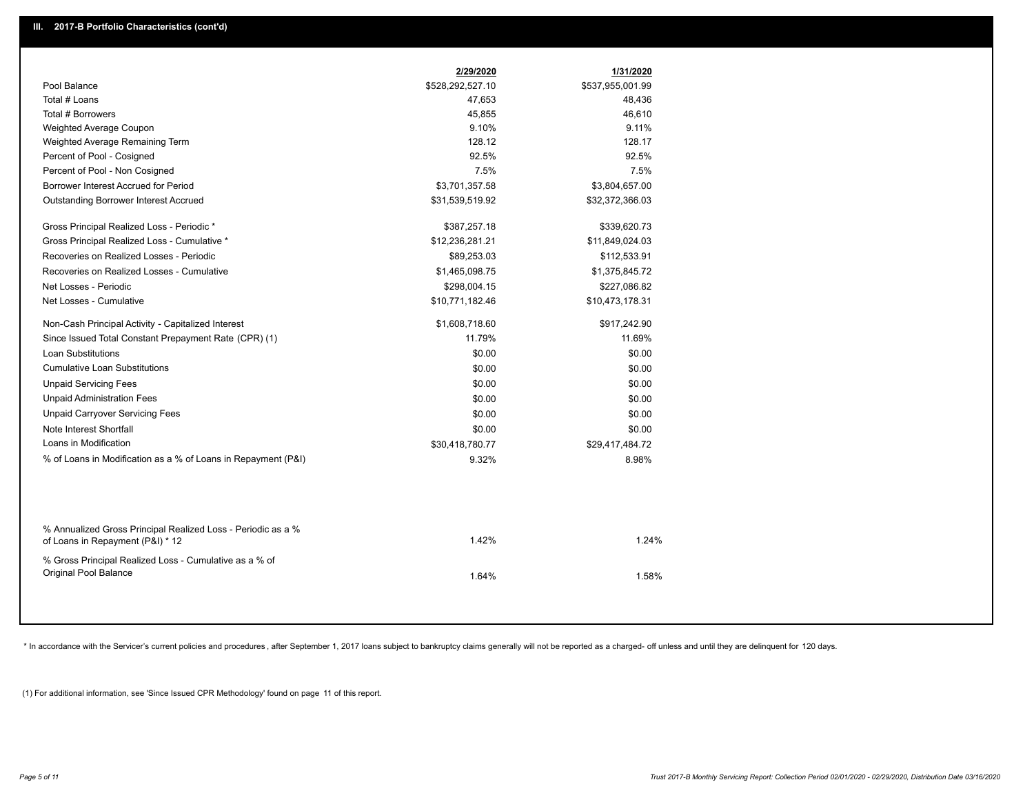## III. 2017-B Portfolio Characteristics (cont'd)

| | 2/29/2020 | 1/31/2020 |
|---|---|---|
| Pool Balance | $528,292,527.10 | $537,955,001.99 |
| Total # Loans | 47,653 | 48,436 |
| Total # Borrowers | 45,855 | 46,610 |
| Weighted Average Coupon | 9.10% | 9.11% |
| Weighted Average Remaining Term | 128.12 | 128.17 |
| Percent of Pool - Cosigned | 92.5% | 92.5% |
| Percent of Pool - Non Cosigned | 7.5% | 7.5% |
| Borrower Interest Accrued for Period | $3,701,357.58 | $3,804,657.00 |
| Outstanding Borrower Interest Accrued | $31,539,519.92 | $32,372,366.03 |
| Gross Principal Realized Loss - Periodic * | $387,257.18 | $339,620.73 |
| Gross Principal Realized Loss - Cumulative * | $12,236,281.21 | $11,849,024.03 |
| Recoveries on Realized Losses - Periodic | $89,253.03 | $112,533.91 |
| Recoveries on Realized Losses - Cumulative | $1,465,098.75 | $1,375,845.72 |
| Net Losses - Periodic | $298,004.15 | $227,086.82 |
| Net Losses - Cumulative | $10,771,182.46 | $10,473,178.31 |
| Non-Cash Principal Activity - Capitalized Interest | $1,608,718.60 | $917,242.90 |
| Since Issued Total Constant Prepayment Rate (CPR) (1) | 11.79% | 11.69% |
| Loan Substitutions | $0.00 | $0.00 |
| Cumulative Loan Substitutions | $0.00 | $0.00 |
| Unpaid Servicing Fees | $0.00 | $0.00 |
| Unpaid Administration Fees | $0.00 | $0.00 |
| Unpaid Carryover Servicing Fees | $0.00 | $0.00 |
| Note Interest Shortfall | $0.00 | $0.00 |
| Loans in Modification | $30,418,780.77 | $29,417,484.72 |
| % of Loans in Modification as a % of Loans in Repayment (P&I) | 9.32% | 8.98% |
| % Annualized Gross Principal Realized Loss - Periodic as a % of Loans in Repayment (P&I) * 12 | 1.42% | 1.24% |
| % Gross Principal Realized Loss - Cumulative as a % of Original Pool Balance | 1.64% | 1.58% |

* In accordance with the Servicer's current policies and procedures, after September 1, 2017 loans subject to bankruptcy claims generally will not be reported as a charged- off unless and until they are delinquent for 120 days.

(1) For additional information, see 'Since Issued CPR Methodology' found on page 11 of this report.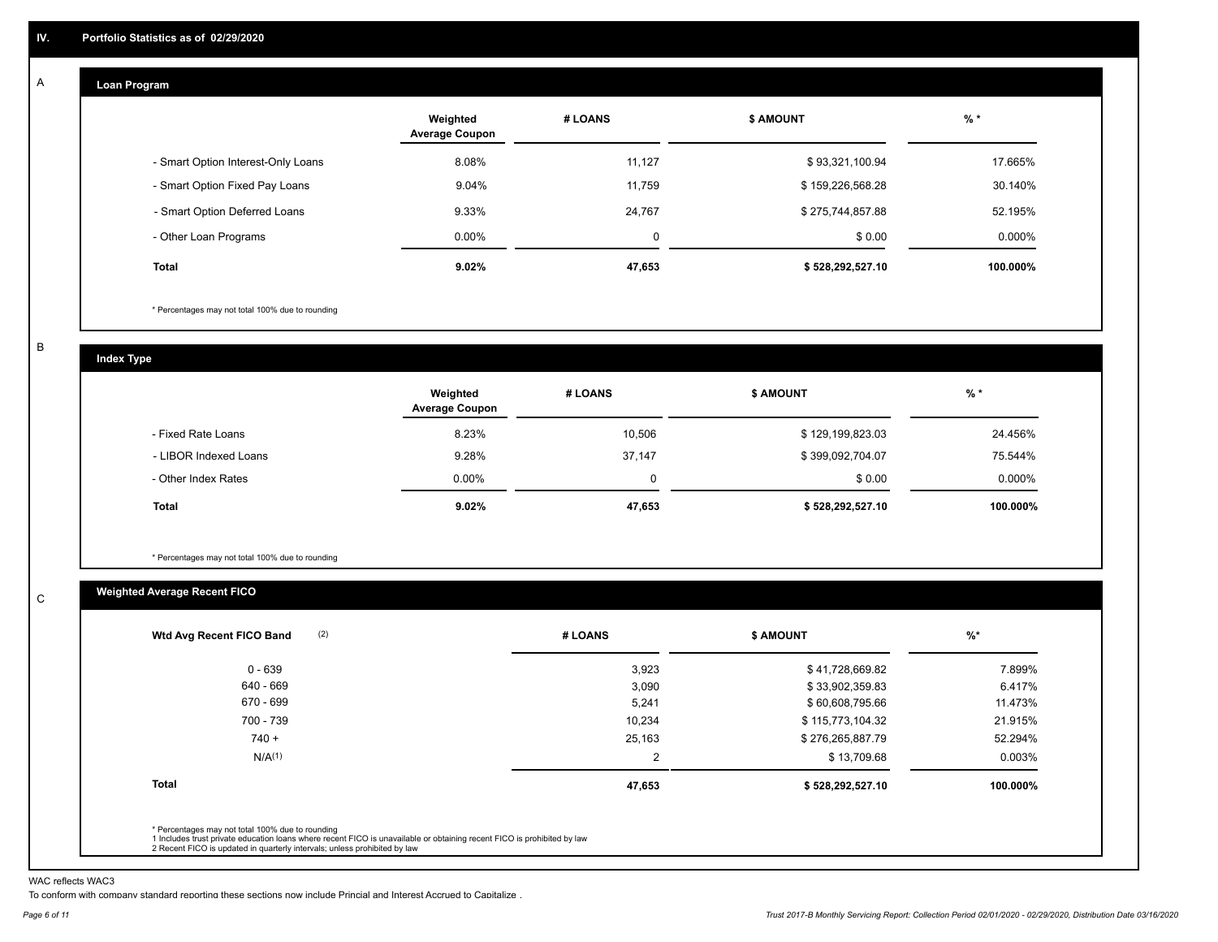## IV. Portfolio Statistics as of 02/29/2020

### A

**Loan Program**

| | Weighted Average Coupon | # LOANS | $ AMOUNT | % * |
|---|---|---|---|---|
| - Smart Option Interest-Only Loans | 8.08% | 11,127 | $ 93,321,100.94 | 17.665% |
| - Smart Option Fixed Pay Loans | 9.04% | 11,759 | $ 159,226,568.28 | 30.140% |
| - Smart Option Deferred Loans | 9.33% | 24,767 | $ 275,744,857.88 | 52.195% |
| - Other Loan Programs | 0.00% | 0 | $ 0.00 | 0.000% |
| **Total** | **9.02%** | **47,653** | **$ 528,292,527.10** | **100.000%** |

\* Percentages may not total 100% due to rounding

### B

**Index Type**

| | Weighted Average Coupon | # LOANS | $ AMOUNT | % * |
|---|---|---|---|---|
| - Fixed Rate Loans | 8.23% | 10,506 | $ 129,199,823.03 | 24.456% |
| - LIBOR Indexed Loans | 9.28% | 37,147 | $ 399,092,704.07 | 75.544% |
| - Other Index Rates | 0.00% | 0 | $ 0.00 | 0.000% |
| **Total** | **9.02%** | **47,653** | **$ 528,292,527.10** | **100.000%** |

\* Percentages may not total 100% due to rounding

### C

**Weighted Average Recent FICO**

| Wtd Avg Recent FICO Band (2) | # LOANS | $ AMOUNT | %* |
|---|---|---|---|
| 0 - 639 | 3,923 | $ 41,728,669.82 | 7.899% |
| 640 - 669 | 3,090 | $ 33,902,359.83 | 6.417% |
| 670 - 699 | 5,241 | $ 60,608,795.66 | 11.473% |
| 700 - 739 | 10,234 | $ 115,773,104.32 | 21.915% |
| 740 + | 25,163 | $ 276,265,887.79 | 52.294% |
| N/A(1) | 2 | $ 13,709.68 | 0.003% |
| **Total** | **47,653** | **$ 528,292,527.10** | **100.000%** |

\* Percentages may not total 100% due to rounding
1 Includes trust private education loans where recent FICO is unavailable or obtaining recent FICO is prohibited by law
2 Recent FICO is updated in quarterly intervals; unless prohibited by law

WAC reflects WAC3
To conform with company standard reporting these sections now include Princial and Interest Accrued to Capitalize .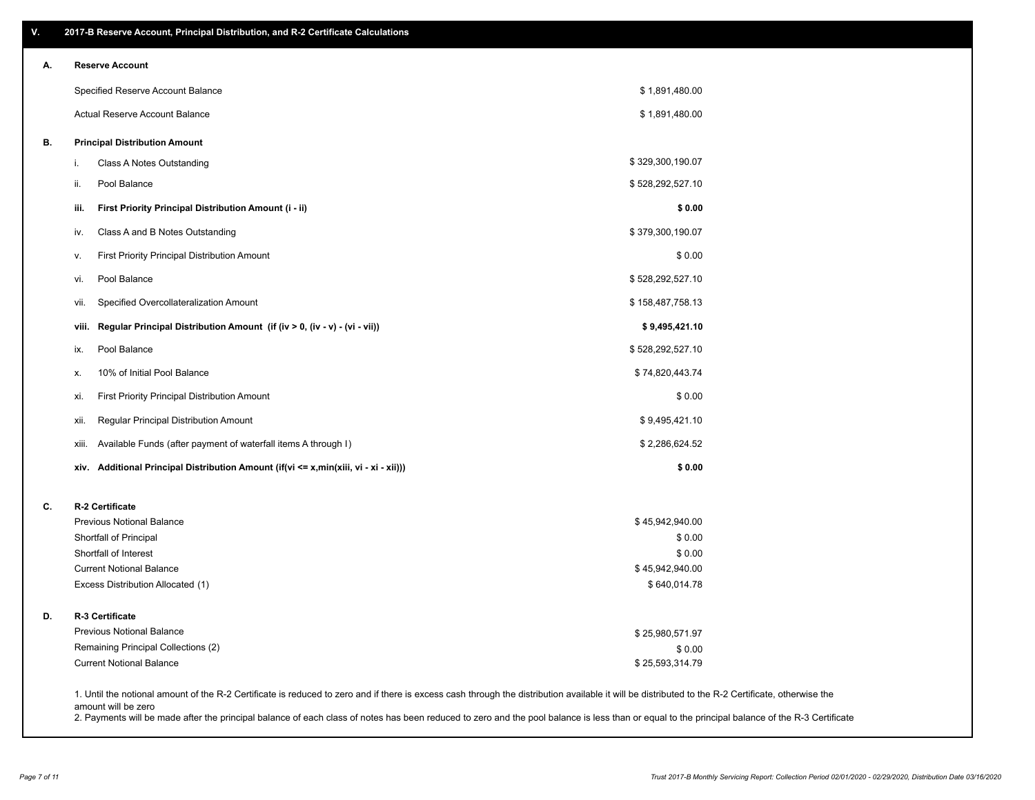## V. 2017-B Reserve Account, Principal Distribution, and R-2 Certificate Calculations

### A. Reserve Account

| | |
|---|---|
| Specified Reserve Account Balance | $ 1,891,480.00 |
| Actual Reserve Account Balance | $ 1,891,480.00 |

### B. Principal Distribution Amount

| | | |
|---|---|---|
| i. | Class A Notes Outstanding | $ 329,300,190.07 |
| ii. | Pool Balance | $ 528,292,527.10 |
| **iii.** | **First Priority Principal Distribution Amount (i - ii)** | **$ 0.00** |
| iv. | Class A and B Notes Outstanding | $ 379,300,190.07 |
| v. | First Priority Principal Distribution Amount | $ 0.00 |
| vi. | Pool Balance | $ 528,292,527.10 |
| vii. | Specified Overcollateralization Amount | $ 158,487,758.13 |
| **viii.** | **Regular Principal Distribution Amount (if (iv > 0, (iv - v) - (vi - vii))** | **$ 9,495,421.10** |
| ix. | Pool Balance | $ 528,292,527.10 |
| x. | 10% of Initial Pool Balance | $ 74,820,443.74 |
| xi. | First Priority Principal Distribution Amount | $ 0.00 |
| xii. | Regular Principal Distribution Amount | $ 9,495,421.10 |
| xiii. | Available Funds (after payment of waterfall items A through I) | $ 2,286,624.52 |
| **xiv.** | **Additional Principal Distribution Amount (if(vi <= x,min(xiii, vi - xi - xii)))** | **$ 0.00** |

### C. R-2 Certificate

| | |
|---|---|
| Previous Notional Balance | $ 45,942,940.00 |
| Shortfall of Principal | $ 0.00 |
| Shortfall of Interest | $ 0.00 |
| Current Notional Balance | $ 45,942,940.00 |
| Excess Distribution Allocated (1) | $ 640,014.78 |

### D. R-3 Certificate

| | |
|---|---|
| Previous Notional Balance | $ 25,980,571.97 |
| Remaining Principal Collections (2) | $ 0.00 |
| Current Notional Balance | $ 25,593,314.79 |

1. Until the notional amount of the R-2 Certificate is reduced to zero and if there is excess cash through the distribution available it will be distributed to the R-2 Certificate, otherwise the amount will be zero
2. Payments will be made after the principal balance of each class of notes has been reduced to zero and the pool balance is less than or equal to the principal balance of the R-3 Certificate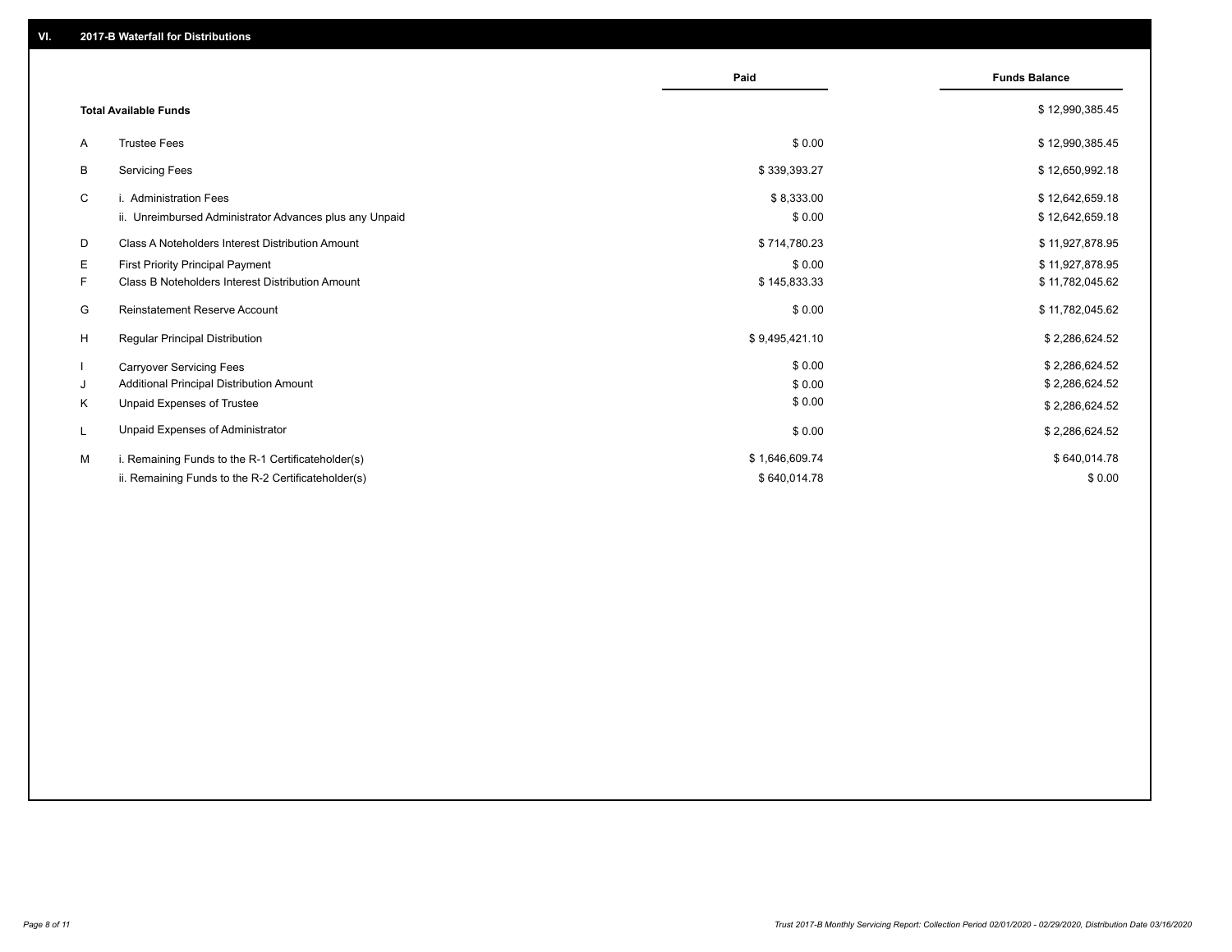## VI. 2017-B Waterfall for Distributions

| | | Paid | Funds Balance |
|---|---|---|---|
| | **Total Available Funds** | | $ 12,990,385.45 |
| A | Trustee Fees | $ 0.00 | $ 12,990,385.45 |
| B | Servicing Fees | $ 339,393.27 | $ 12,650,992.18 |
| C | i. Administration Fees | $ 8,333.00 | $ 12,642,659.18 |
| | ii. Unreimbursed Administrator Advances plus any Unpaid | $ 0.00 | $ 12,642,659.18 |
| D | Class A Noteholders Interest Distribution Amount | $ 714,780.23 | $ 11,927,878.95 |
| E | First Priority Principal Payment | $ 0.00 | $ 11,927,878.95 |
| F | Class B Noteholders Interest Distribution Amount | $ 145,833.33 | $ 11,782,045.62 |
| G | Reinstatement Reserve Account | $ 0.00 | $ 11,782,045.62 |
| H | Regular Principal Distribution | $ 9,495,421.10 | $ 2,286,624.52 |
| I | Carryover Servicing Fees | $ 0.00 | $ 2,286,624.52 |
| J | Additional Principal Distribution Amount | $ 0.00 | $ 2,286,624.52 |
| K | Unpaid Expenses of Trustee | $ 0.00 | $ 2,286,624.52 |
| L | Unpaid Expenses of Administrator | $ 0.00 | $ 2,286,624.52 |
| M | i. Remaining Funds to the R-1 Certificateholder(s) | $ 1,646,609.74 | $ 640,014.78 |
| | ii. Remaining Funds to the R-2 Certificateholder(s) | $ 640,014.78 | $ 0.00 |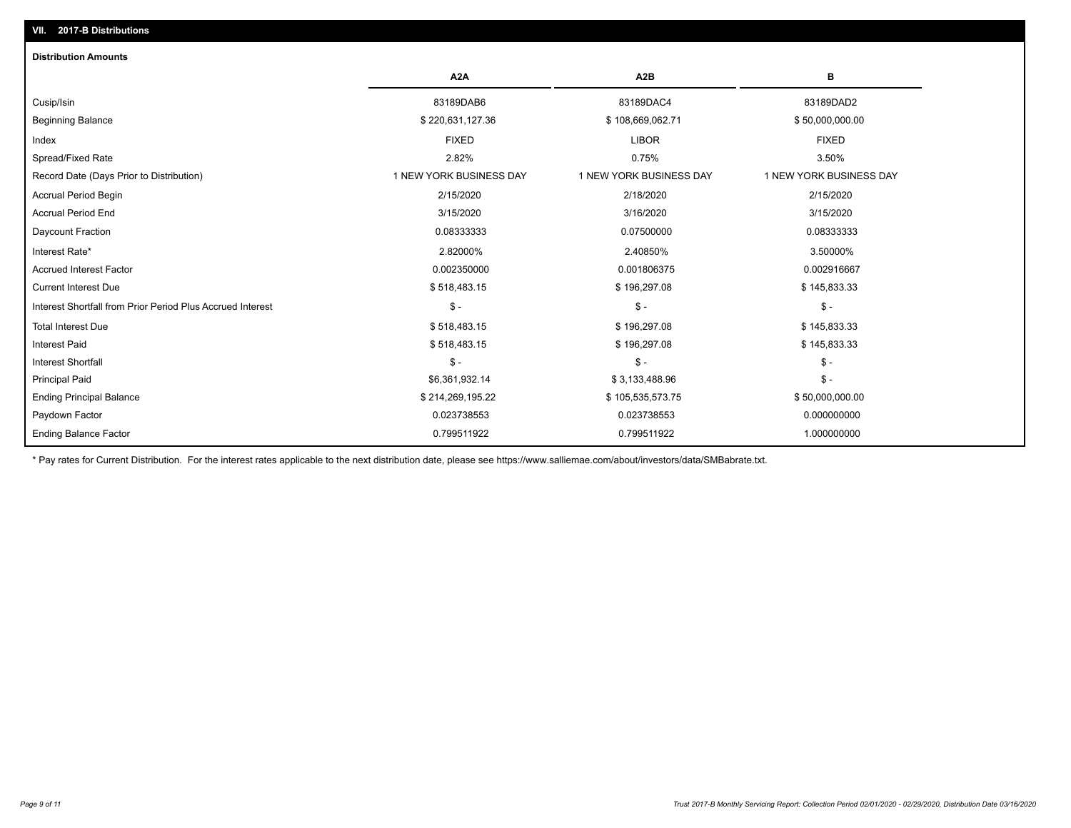## VII. 2017-B Distributions

### Distribution Amounts

| | A2A | A2B | B |
|---|---|---|---|
| Cusip/Isin | 83189DAB6 | 83189DAC4 | 83189DAD2 |
| Beginning Balance | $ 220,631,127.36 | $ 108,669,062.71 | $ 50,000,000.00 |
| Index | FIXED | LIBOR | FIXED |
| Spread/Fixed Rate | 2.82% | 0.75% | 3.50% |
| Record Date (Days Prior to Distribution) | 1 NEW YORK BUSINESS DAY | 1 NEW YORK BUSINESS DAY | 1 NEW YORK BUSINESS DAY |
| Accrual Period Begin | 2/15/2020 | 2/18/2020 | 2/15/2020 |
| Accrual Period End | 3/15/2020 | 3/16/2020 | 3/15/2020 |
| Daycount Fraction | 0.08333333 | 0.07500000 | 0.08333333 |
| Interest Rate* | 2.82000% | 2.40850% | 3.50000% |
| Accrued Interest Factor | 0.002350000 | 0.001806375 | 0.002916667 |
| Current Interest Due | $ 518,483.15 | $ 196,297.08 | $ 145,833.33 |
| Interest Shortfall from Prior Period Plus Accrued Interest | $ - | $ - | $ - |
| Total Interest Due | $ 518,483.15 | $ 196,297.08 | $ 145,833.33 |
| Interest Paid | $ 518,483.15 | $ 196,297.08 | $ 145,833.33 |
| Interest Shortfall | $ - | $ - | $ - |
| Principal Paid | $6,361,932.14 | $ 3,133,488.96 | $ - |
| Ending Principal Balance | $ 214,269,195.22 | $ 105,535,573.75 | $ 50,000,000.00 |
| Paydown Factor | 0.023738553 | 0.023738553 | 0.000000000 |
| Ending Balance Factor | 0.799511922 | 0.799511922 | 1.000000000 |

* Pay rates for Current Distribution. For the interest rates applicable to the next distribution date, please see https://www.salliemae.com/about/investors/data/SMBabrate.txt.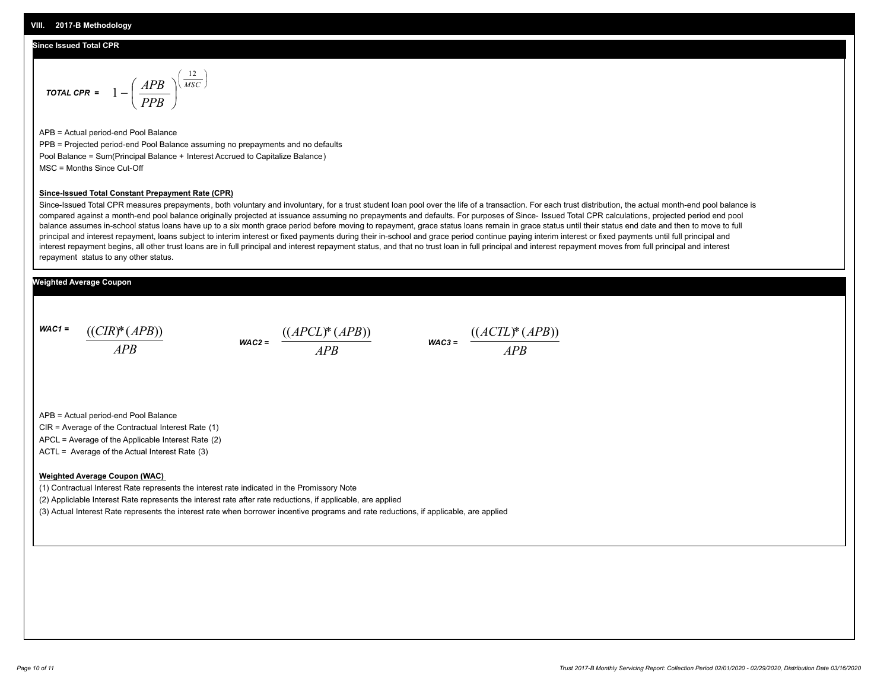## VIII. 2017-B Methodology

### Since Issued Total CPR

$$\textbf{TOTAL CPR} = 1 - \left(\frac{APB}{PPB}\right)^{\left(\frac{12}{MSC}\right)}$$

APB = Actual period-end Pool Balance

PPB = Projected period-end Pool Balance assuming no prepayments and no defaults

Pool Balance = Sum(Principal Balance + Interest Accrued to Capitalize Balance)

MSC = Months Since Cut-Off

**Since-Issued Total Constant Prepayment Rate (CPR)**

Since-Issued Total CPR measures prepayments, both voluntary and involuntary, for a trust student loan pool over the life of a transaction. For each trust distribution, the actual month-end pool balance is compared against a month-end pool balance originally projected at issuance assuming no prepayments and defaults. For purposes of Since- Issued Total CPR calculations, projected period end pool balance assumes in-school status loans have up to a six month grace period before moving to repayment, grace status loans remain in grace status until their status end date and then to move to full principal and interest repayment, loans subject to interim interest or fixed payments during their in-school and grace period continue paying interim interest or fixed payments until full principal and interest repayment begins, all other trust loans are in full principal and interest repayment status, and that no trust loan in full principal and interest repayment moves from full principal and interest repayment status to any other status.

### Weighted Average Coupon

$$\textbf{WAC1} = \frac{((CIR)*(APB))}{APB} \qquad \textbf{WAC2} = \frac{((APCL)*(APB))}{APB} \qquad \textbf{WAC3} = \frac{((ACTL)*(APB))}{APB}$$

APB = Actual period-end Pool Balance

CIR = Average of the Contractual Interest Rate (1)

APCL = Average of the Applicable Interest Rate (2)

ACTL = Average of the Actual Interest Rate (3)

**Weighted Average Coupon (WAC)**

(1) Contractual Interest Rate represents the interest rate indicated in the Promissory Note

(2) Appliclable Interest Rate represents the interest rate after rate reductions, if applicable, are applied

(3) Actual Interest Rate represents the interest rate when borrower incentive programs and rate reductions, if applicable, are applied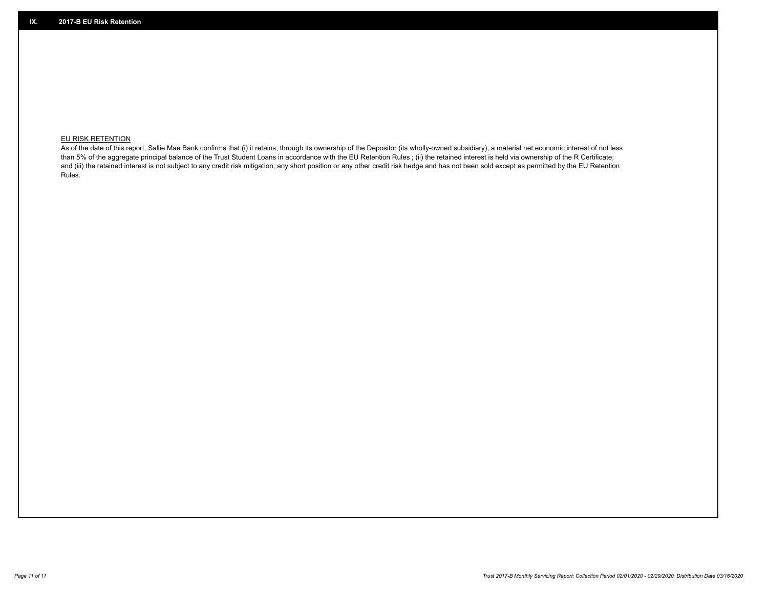## IX. 2017-B EU Risk Retention

EU RISK RETENTION

As of the date of this report, Sallie Mae Bank confirms that (i) it retains, through its ownership of the Depositor (its wholly-owned subsidiary), a material net economic interest of not less than 5% of the aggregate principal balance of the Trust Student Loans in accordance with the EU Retention Rules ; (ii) the retained interest is held via ownership of the R Certificate; and (iii) the retained interest is not subject to any credit risk mitigation, any short position or any other credit risk hedge and has not been sold except as permitted by the EU Retention Rules.